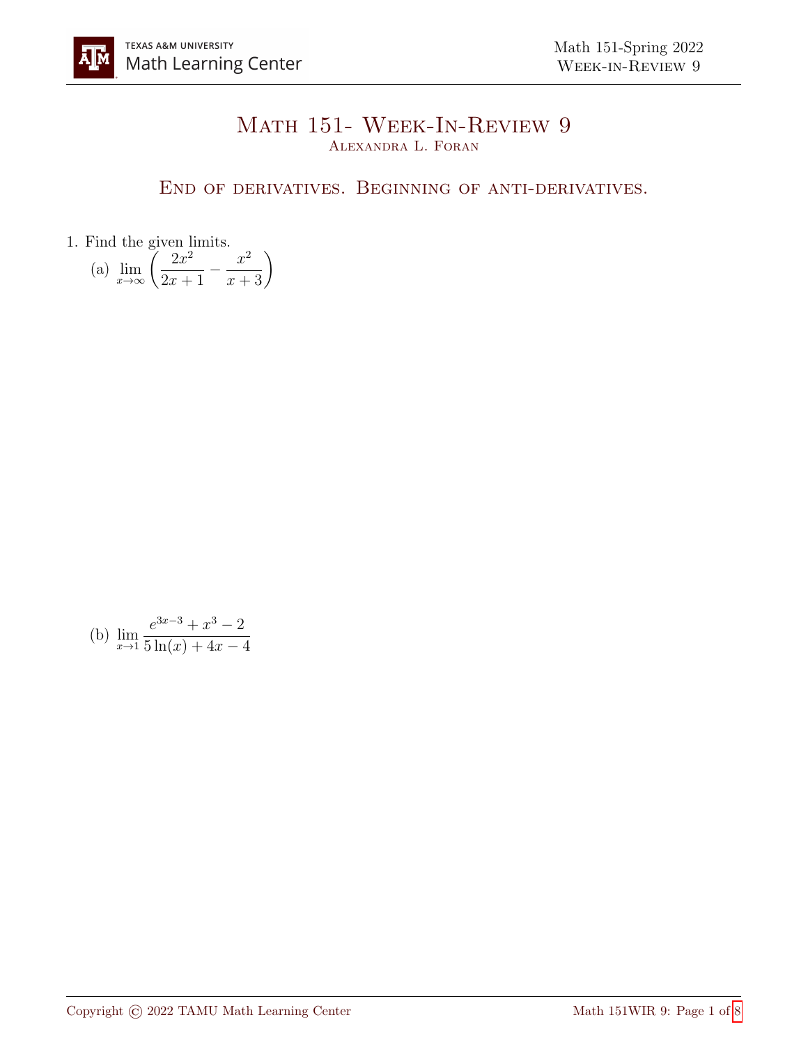# Math 151- Week-In-Review 9

Alexandra L. Foran

## End of derivatives. Beginning of anti-derivatives.

1. Find the given limits.

   (a) $\lim_{x\to\infty} \left( \dfrac{2x^2}{2x+1} - \dfrac{x^2}{x+3} \right)$

   (b) $\lim_{x\to 1} \dfrac{e^{3x-3} + x^3 - 2}{5\ln(x) + 4x - 4}$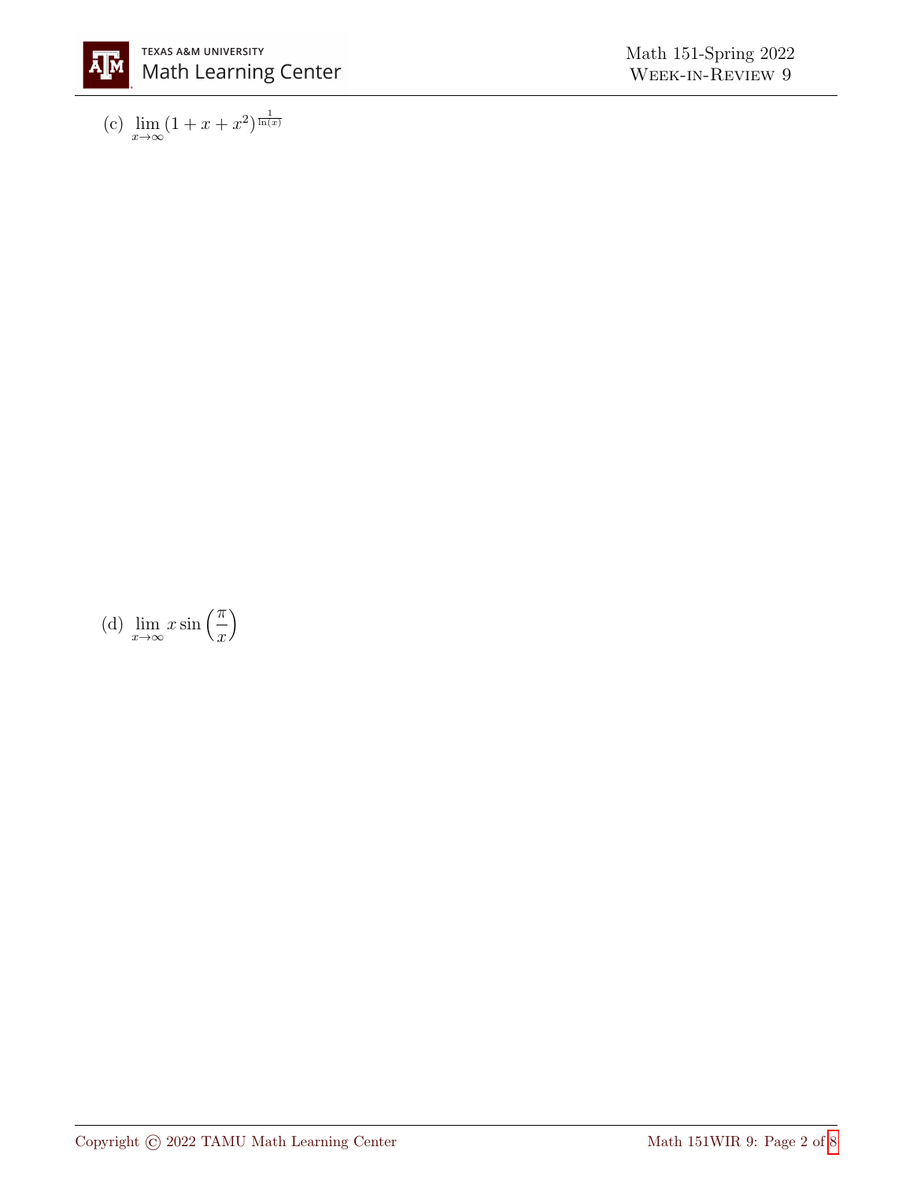(c) $\lim_{x \to \infty} (1 + x + x^2)^{\frac{1}{\ln(x)}}$

(d) $\lim_{x \to \infty} x \sin\left(\frac{\pi}{x}\right)$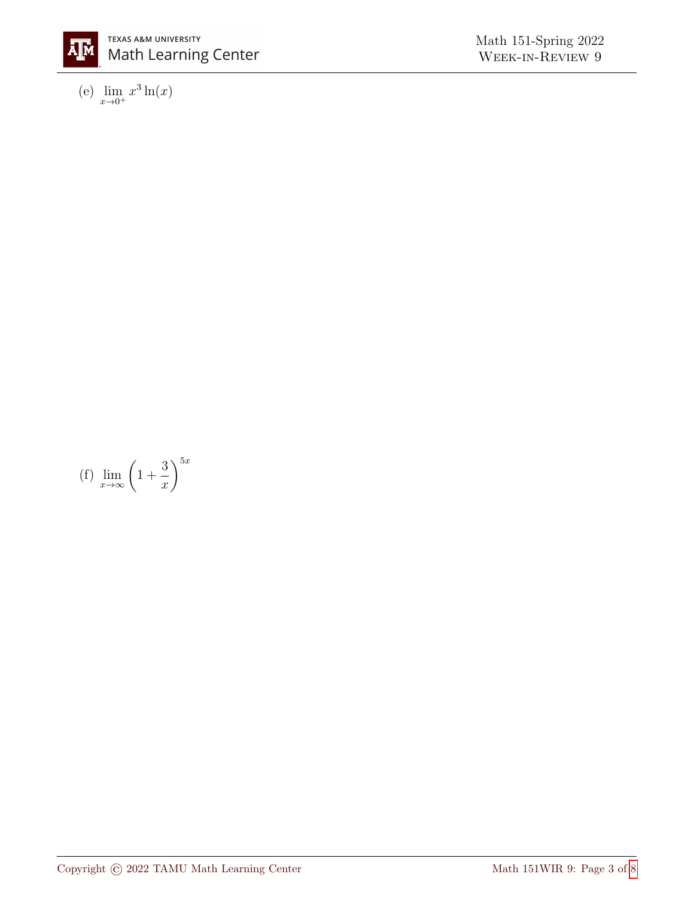(e) $\lim_{x \to 0^+} x^3 \ln(x)$

(f) $\lim_{x \to \infty} \left(1 + \frac{3}{x}\right)^{5x}$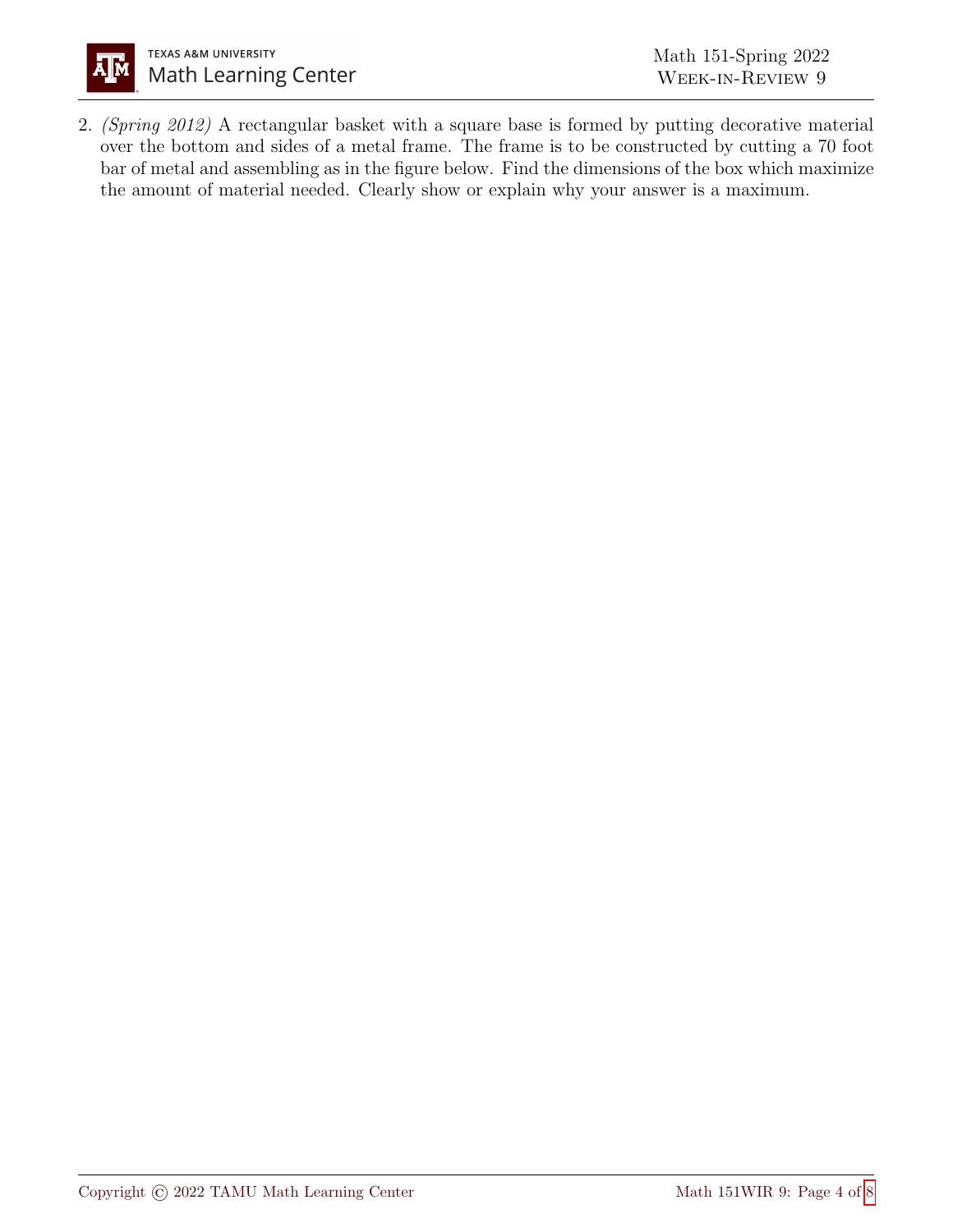2. *(Spring 2012)* A rectangular basket with a square base is formed by putting decorative material over the bottom and sides of a metal frame. The frame is to be constructed by cutting a 70 foot bar of metal and assembling as in the figure below. Find the dimensions of the box which maximize the amount of material needed. Clearly show or explain why your answer is a maximum.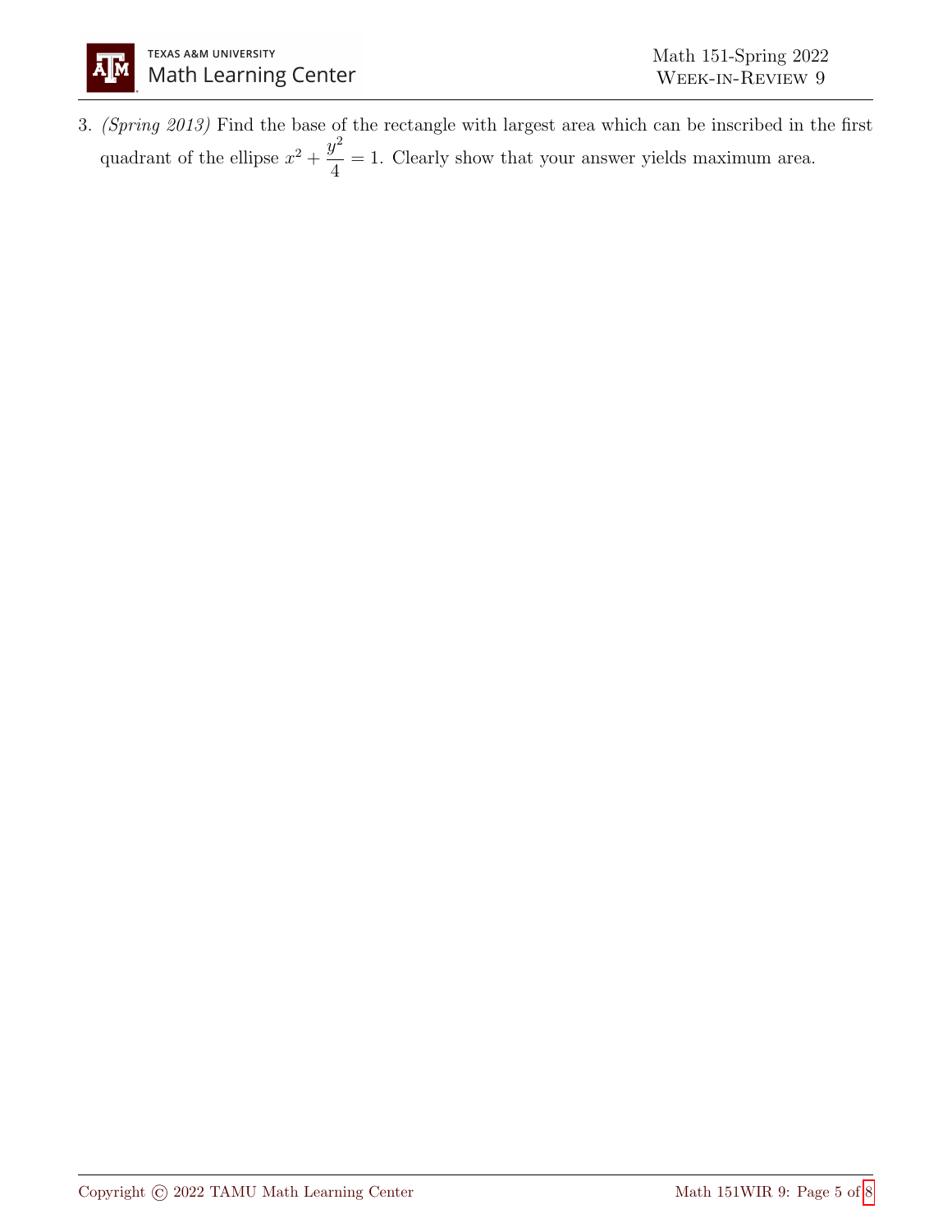3. *(Spring 2013)* Find the base of the rectangle with largest area which can be inscribed in the first quadrant of the ellipse $x^2 + \dfrac{y^2}{4} = 1$. Clearly show that your answer yields maximum area.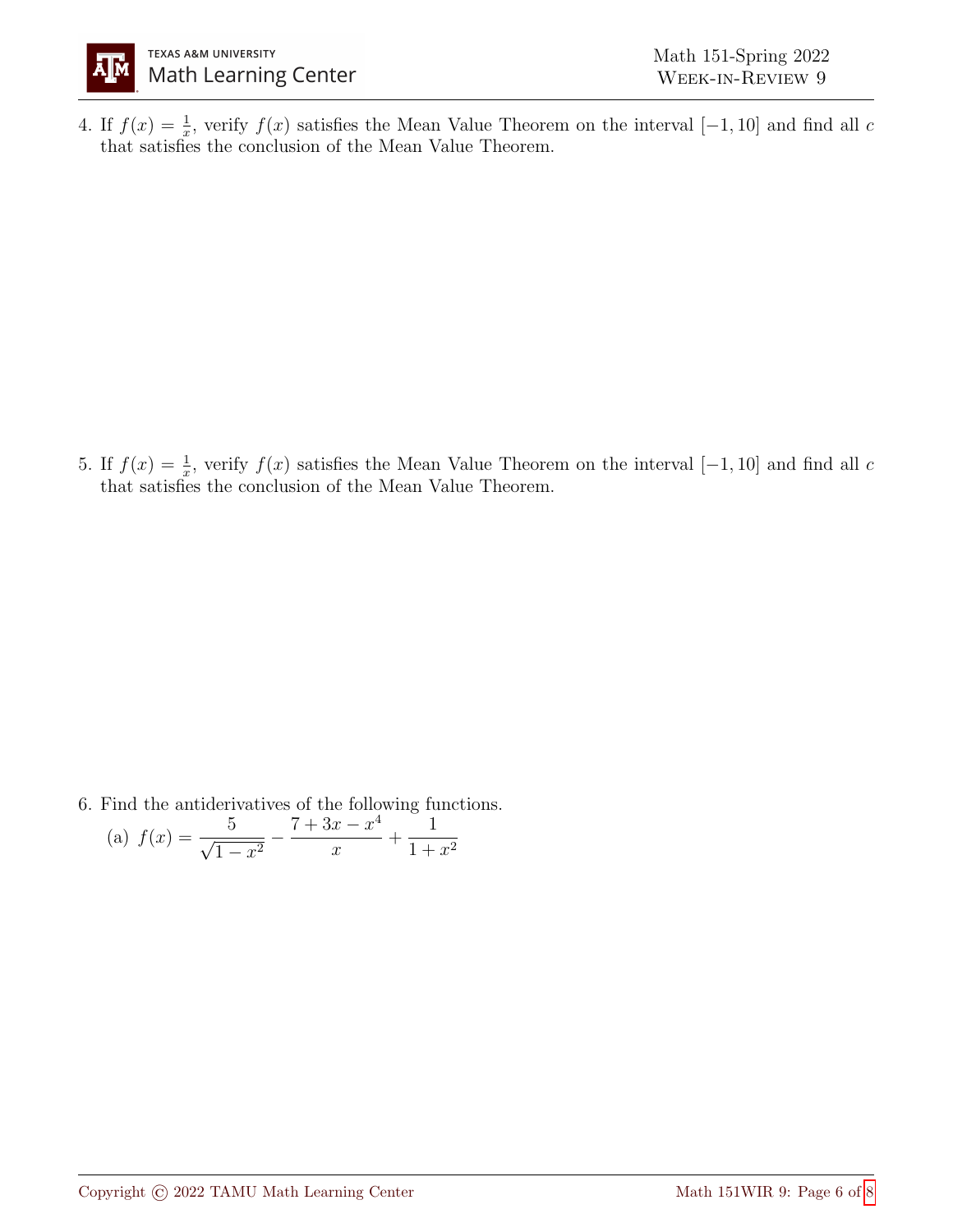4. If $f(x) = \frac{1}{x}$, verify $f(x)$ satisfies the Mean Value Theorem on the interval $[-1, 10]$ and find all $c$ that satisfies the conclusion of the Mean Value Theorem.

5. If $f(x) = \frac{1}{x}$, verify $f(x)$ satisfies the Mean Value Theorem on the interval $[-1, 10]$ and find all $c$ that satisfies the conclusion of the Mean Value Theorem.

6. Find the antiderivatives of the following functions.

   (a) $f(x) = \dfrac{5}{\sqrt{1-x^2}} - \dfrac{7+3x-x^4}{x} + \dfrac{1}{1+x^2}$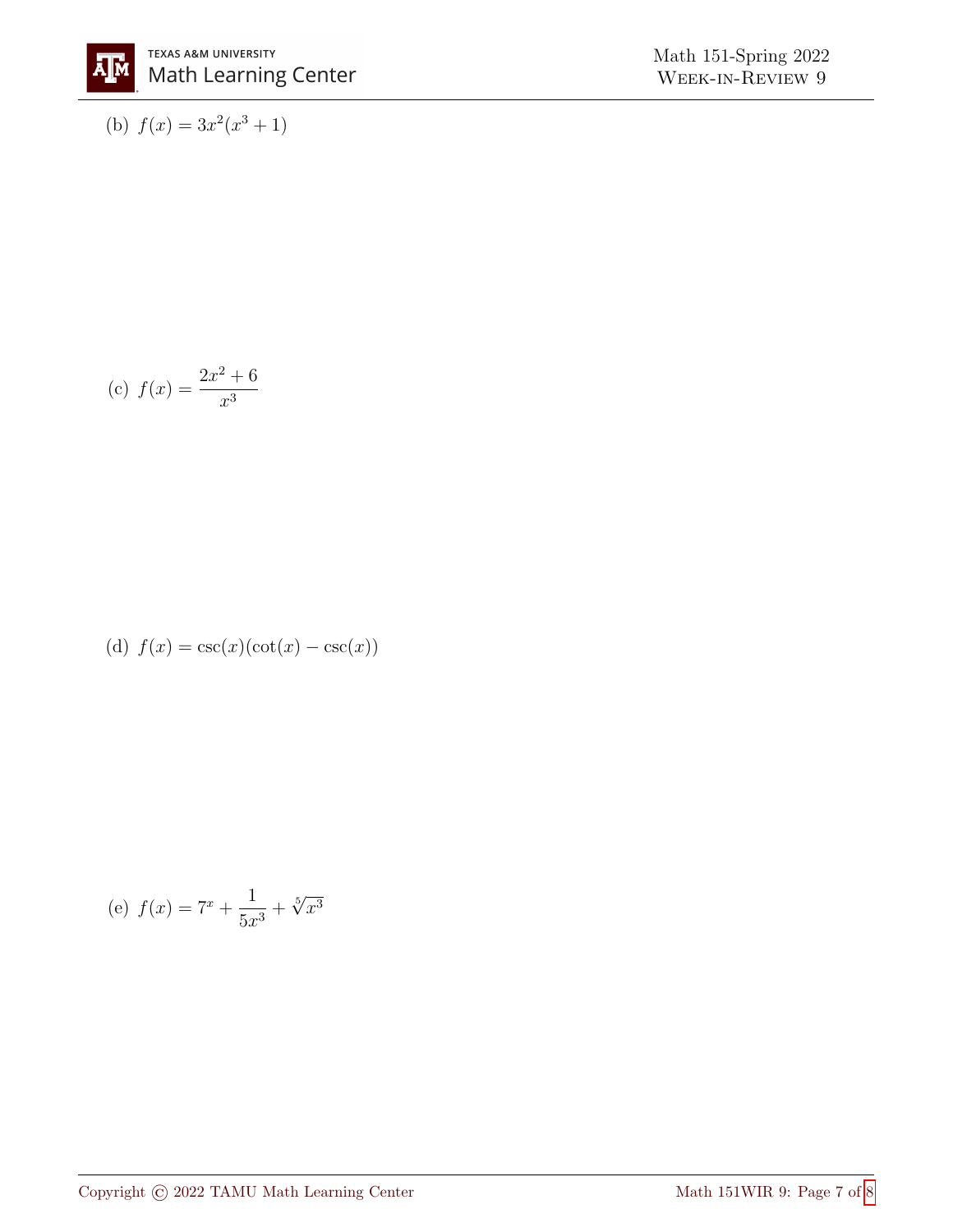(b) $f(x) = 3x^2(x^3 + 1)$

(c) $f(x) = \dfrac{2x^2 + 6}{x^3}$

(d) $f(x) = \csc(x)(\cot(x) - \csc(x))$

(e) $f(x) = 7^x + \dfrac{1}{5x^3} + \sqrt[5]{x^3}$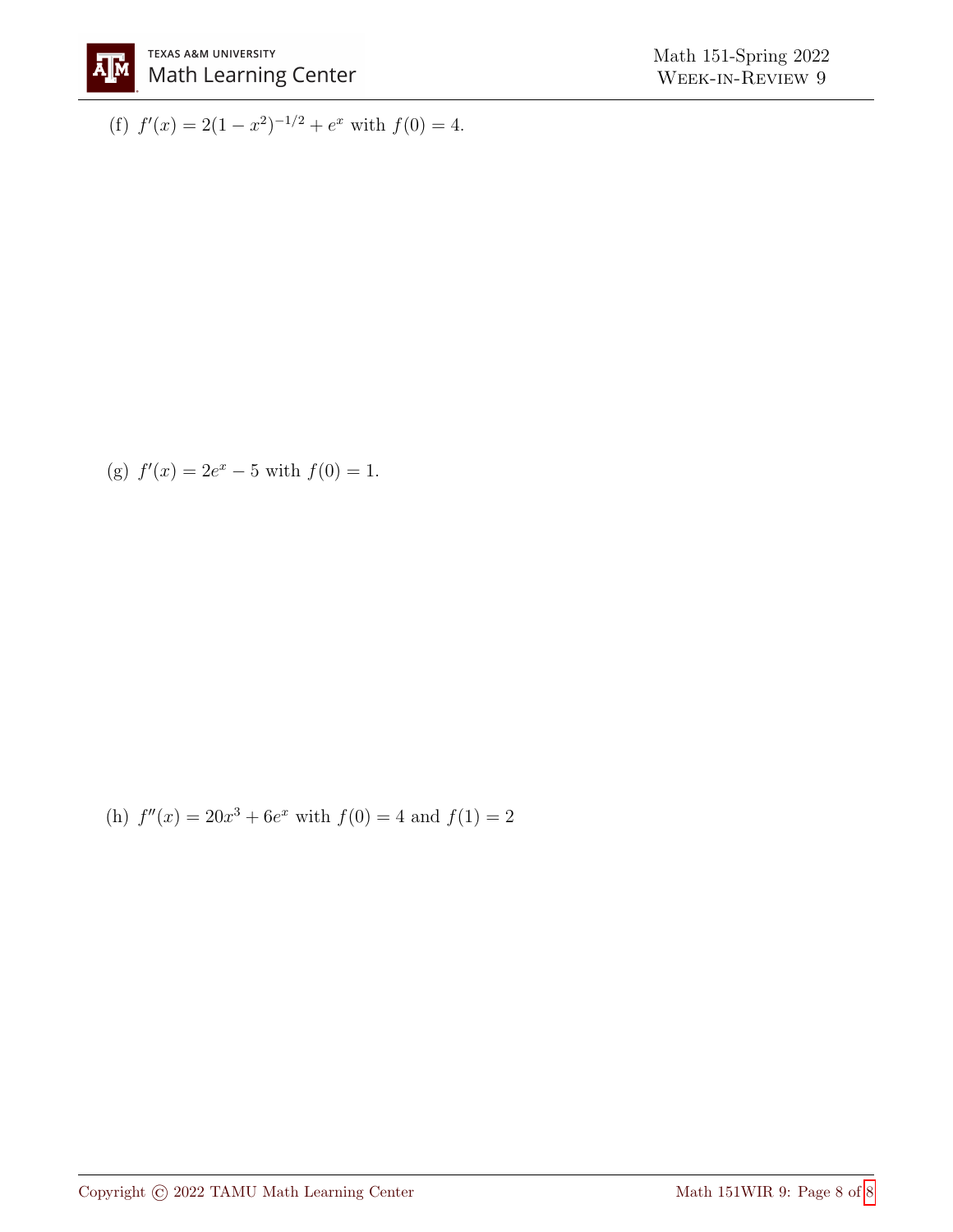(f) $f'(x) = 2(1 - x^2)^{-1/2} + e^x$ with $f(0) = 4$.

(g) $f'(x) = 2e^x - 5$ with $f(0) = 1$.

(h) $f''(x) = 20x^3 + 6e^x$ with $f(0) = 4$ and $f(1) = 2$